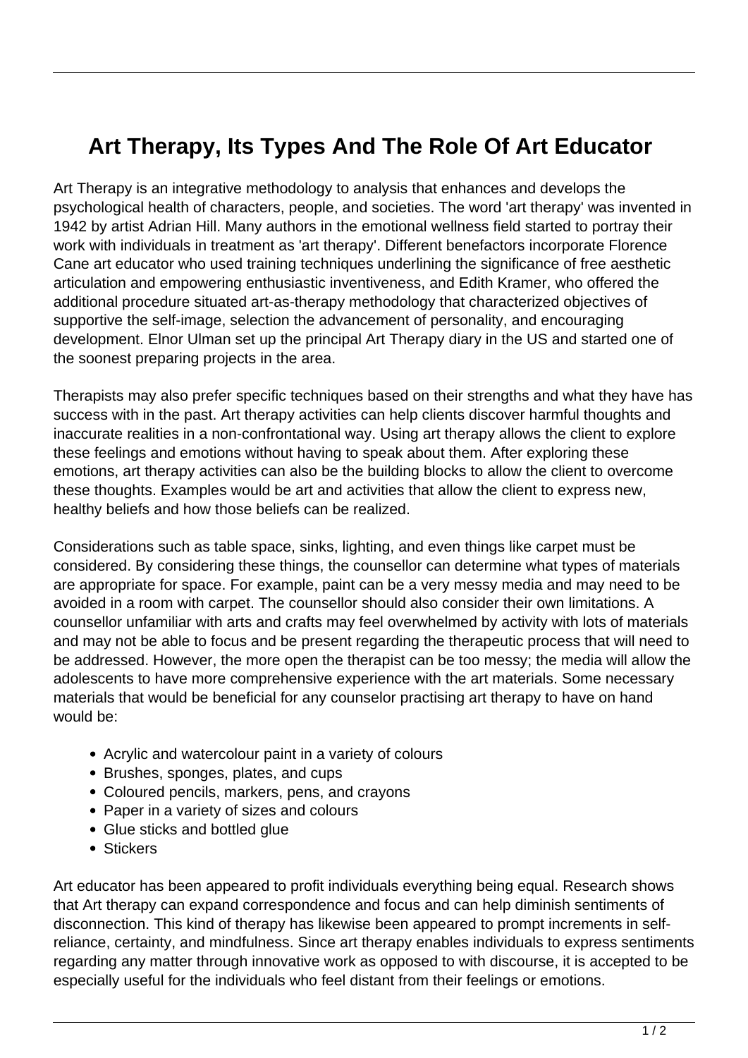# Art Therapy, Its Types And The Role Of Art Educator

Art Therapy is an integrative methodology to analysis that enhances and develops the psychological health of characters, people, and societies. The word 'art therapy' was invented in 1942 by artist Adrian Hill. Many authors in the emotional wellness field started to portray their work with individuals in treatment as 'art therapy'. Different benefactors incorporate Florence Cane art educator who used training techniques underlining the significance of free aesthetic articulation and empowering enthusiastic inventiveness, and Edith Kramer, who offered the additional procedure situated art-as-therapy methodology that characterized objectives of supportive the self-image, selection the advancement of personality, and encouraging development. Elnor Ulman set up the principal Art Therapy diary in the US and started one of the soonest preparing projects in the area.

Therapists may also prefer specific techniques based on their strengths and what they have has success with in the past. Art therapy activities can help clients discover harmful thoughts and inaccurate realities in a non-confrontational way. Using art therapy allows the client to explore these feelings and emotions without having to speak about them. After exploring these emotions, art therapy activities can also be the building blocks to allow the client to overcome these thoughts. Examples would be art and activities that allow the client to express new, healthy beliefs and how those beliefs can be realized.

Considerations such as table space, sinks, lighting, and even things like carpet must be considered. By considering these things, the counsellor can determine what types of materials are appropriate for space. For example, paint can be a very messy media and may need to be avoided in a room with carpet. The counsellor should also consider their own limitations. A counsellor unfamiliar with arts and crafts may feel overwhelmed by activity with lots of materials and may not be able to focus and be present regarding the therapeutic process that will need to be addressed. However, the more open the therapist can be too messy; the media will allow the adolescents to have more comprehensive experience with the art materials. Some necessary materials that would be beneficial for any counselor practising art therapy to have on hand would be:

- Acrylic and watercolour paint in a variety of colours
- Brushes, sponges, plates, and cups
- Coloured pencils, markers, pens, and crayons
- Paper in a variety of sizes and colours
- Glue sticks and bottled glue
- Stickers

Art educator has been appeared to profit individuals everything being equal. Research shows that Art therapy can expand correspondence and focus and can help diminish sentiments of disconnection. This kind of therapy has likewise been appeared to prompt increments in self-reliance, certainty, and mindfulness. Since art therapy enables individuals to express sentiments regarding any matter through innovative work as opposed to with discourse, it is accepted to be especially useful for the individuals who feel distant from their feelings or emotions.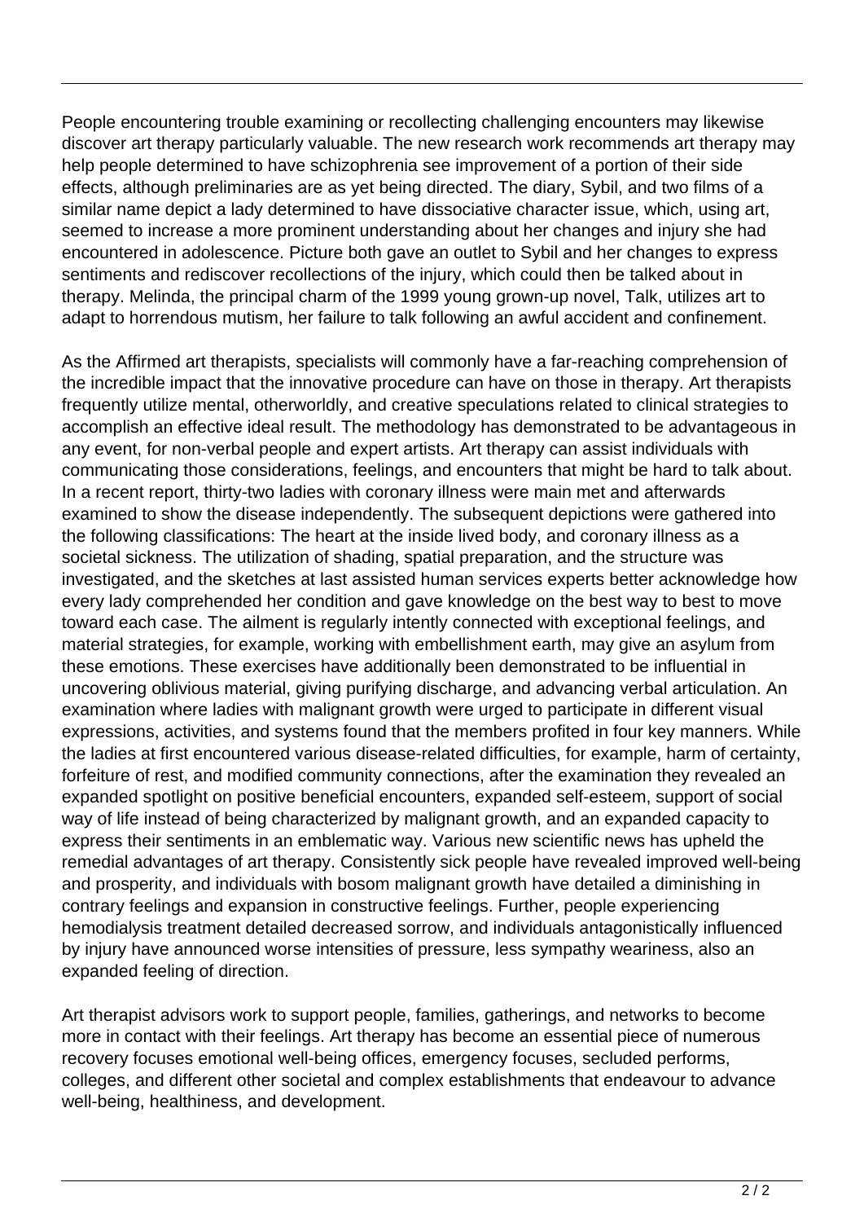People encountering trouble examining or recollecting challenging encounters may likewise discover art therapy particularly valuable. The new research work recommends art therapy may help people determined to have schizophrenia see improvement of a portion of their side effects, although preliminaries are as yet being directed. The diary, Sybil, and two films of a similar name depict a lady determined to have dissociative character issue, which, using art, seemed to increase a more prominent understanding about her changes and injury she had encountered in adolescence. Picture both gave an outlet to Sybil and her changes to express sentiments and rediscover recollections of the injury, which could then be talked about in therapy. Melinda, the principal charm of the 1999 young grown-up novel, Talk, utilizes art to adapt to horrendous mutism, her failure to talk following an awful accident and confinement.

As the Affirmed art therapists, specialists will commonly have a far-reaching comprehension of the incredible impact that the innovative procedure can have on those in therapy. Art therapists frequently utilize mental, otherworldly, and creative speculations related to clinical strategies to accomplish an effective ideal result. The methodology has demonstrated to be advantageous in any event, for non-verbal people and expert artists. Art therapy can assist individuals with communicating those considerations, feelings, and encounters that might be hard to talk about. In a recent report, thirty-two ladies with coronary illness were main met and afterwards examined to show the disease independently. The subsequent depictions were gathered into the following classifications: The heart at the inside lived body, and coronary illness as a societal sickness. The utilization of shading, spatial preparation, and the structure was investigated, and the sketches at last assisted human services experts better acknowledge how every lady comprehended her condition and gave knowledge on the best way to best to move toward each case. The ailment is regularly intently connected with exceptional feelings, and material strategies, for example, working with embellishment earth, may give an asylum from these emotions. These exercises have additionally been demonstrated to be influential in uncovering oblivious material, giving purifying discharge, and advancing verbal articulation. An examination where ladies with malignant growth were urged to participate in different visual expressions, activities, and systems found that the members profited in four key manners. While the ladies at first encountered various disease-related difficulties, for example, harm of certainty, forfeiture of rest, and modified community connections, after the examination they revealed an expanded spotlight on positive beneficial encounters, expanded self-esteem, support of social way of life instead of being characterized by malignant growth, and an expanded capacity to express their sentiments in an emblematic way. Various new scientific news has upheld the remedial advantages of art therapy. Consistently sick people have revealed improved well-being and prosperity, and individuals with bosom malignant growth have detailed a diminishing in contrary feelings and expansion in constructive feelings. Further, people experiencing hemodialysis treatment detailed decreased sorrow, and individuals antagonistically influenced by injury have announced worse intensities of pressure, less sympathy weariness, also an expanded feeling of direction.

Art therapist advisors work to support people, families, gatherings, and networks to become more in contact with their feelings. Art therapy has become an essential piece of numerous recovery focuses emotional well-being offices, emergency focuses, secluded performs, colleges, and different other societal and complex establishments that endeavour to advance well-being, healthiness, and development.